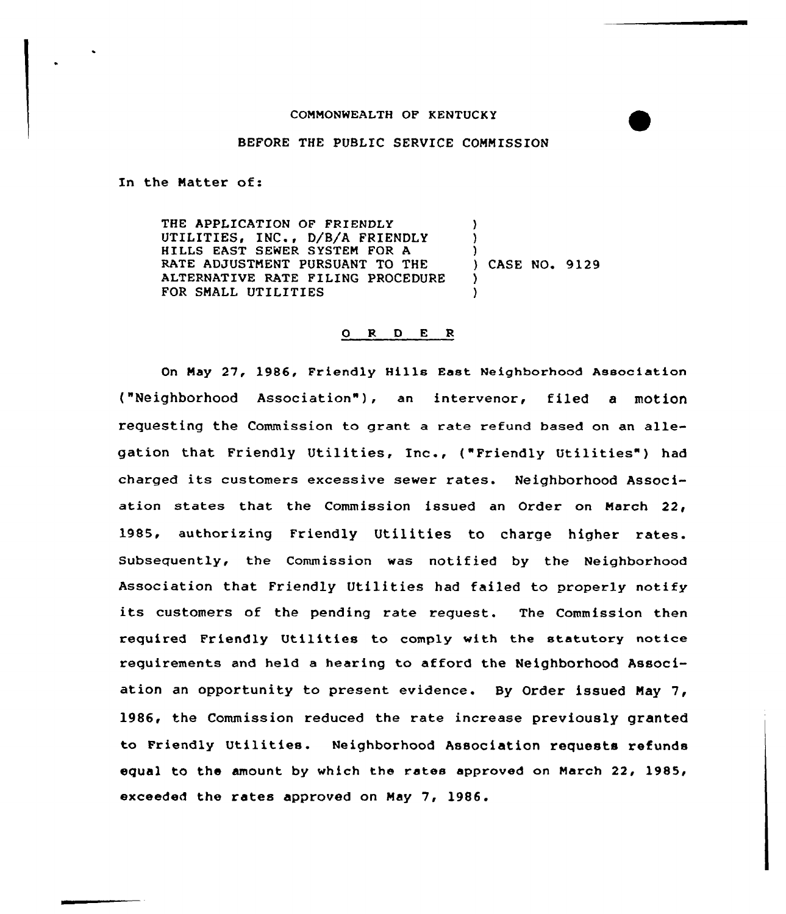COMMONWEALTH OF KENTUCKY

BEFORE THE PUBLIC SERVICE COMMISSION

In the Matter of:

THE APPLICATION OF FRIENDLY UTILITIES, INC., D/B/A FRIENDLY HILLS EAST SEWER SYSTEM FOR A RATE ADJUSTMENT PURSUANT TO THE ALTERNATIVE RATE FILING PROCEDURE FOR SMALL UTILITIES ) CASE NO. 9129

O R D E R

On May 27, 1986, Friendly Hills East Neighborhood Association ("Neighborhood Association"), an intervenor, filed a motion requesting the Commission to grant a rate refund based on an allegation that Friendly Utilities, Inc., ("Friendly Utilities") had charged its customers excessive sewer rates. Neighborhood Association states that the Commission issued an Order on March 22, 1985, authorizing Friendly Utilities to charge higher rates. Subsequently, the Commission was notified by the Neighborhood Association that Friendly Utilities had failed to properly notify its customers of the pending rate request. The Commission then required Friendly Utilities to comply with the statutory notice requirements and held a hearing to afford the Neighborhood Association an opportunity to present evidence. By Order issued May 7, 1986, the Commission reduced the rate increase previously granted to Friendly Utilities. Neighborhood Association requests refunds equal to the amount by which the rates approved on March 22, 1985, exceeded the rates approved on May 7, 1986.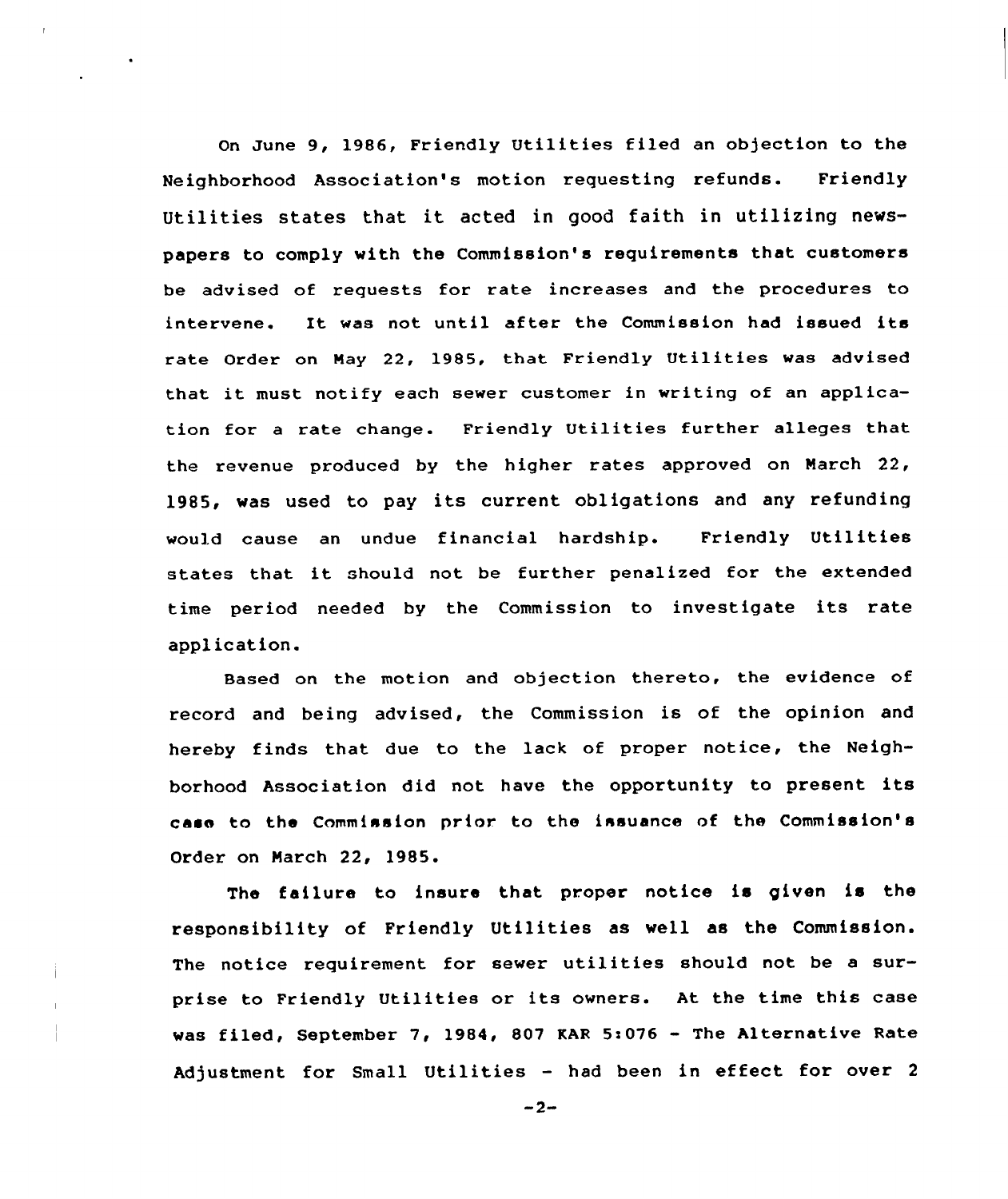On June 9, 1986, Friendly Utilities filed an objection to the Neighborhood Association's motion requesting refunds. Friendly Utilities states that it acted in good faith in utilizing newspapers to comply with the Commission's requirements that customers be advised of requests for rate increases and the procedures to intervene. It was not until after the Commission had issued its rate Order on May 22, 1985, that Friendly Utilities was advised that it must notify each sewer customer in writing of an application for a rate change. Friendly Utilities further alleges that the revenue produced by the higher rates approved on March 22, 1985, was used to pay its current obligations and any refunding would cause an undue financial hardship. Friendly Utilities states that it should not be further penalized for the extended time period needed by the Commission to investigate its rate application.

Based on the motion and objection thereto, the evidence of record and being advised, the Commission is of the opinion and hereby finds that due to the lack of proper notice, the Neighborhood Association did not have the opportunity to present its case to the Commission prior to the issuance of the Commission's Order on March 22, 1985.

The failure to insure that proper notice is given is the responsibility of Friendly Utilities as well as the Commission. The notice requirement for sewer utilities should not be a surprise to Friendly Utilities or its owners. At the time this case was filed, September 7, 1984, 807 KAR 5:076 - The Alternative Rate Adjustment for Small Utilities - had been in effect for over 2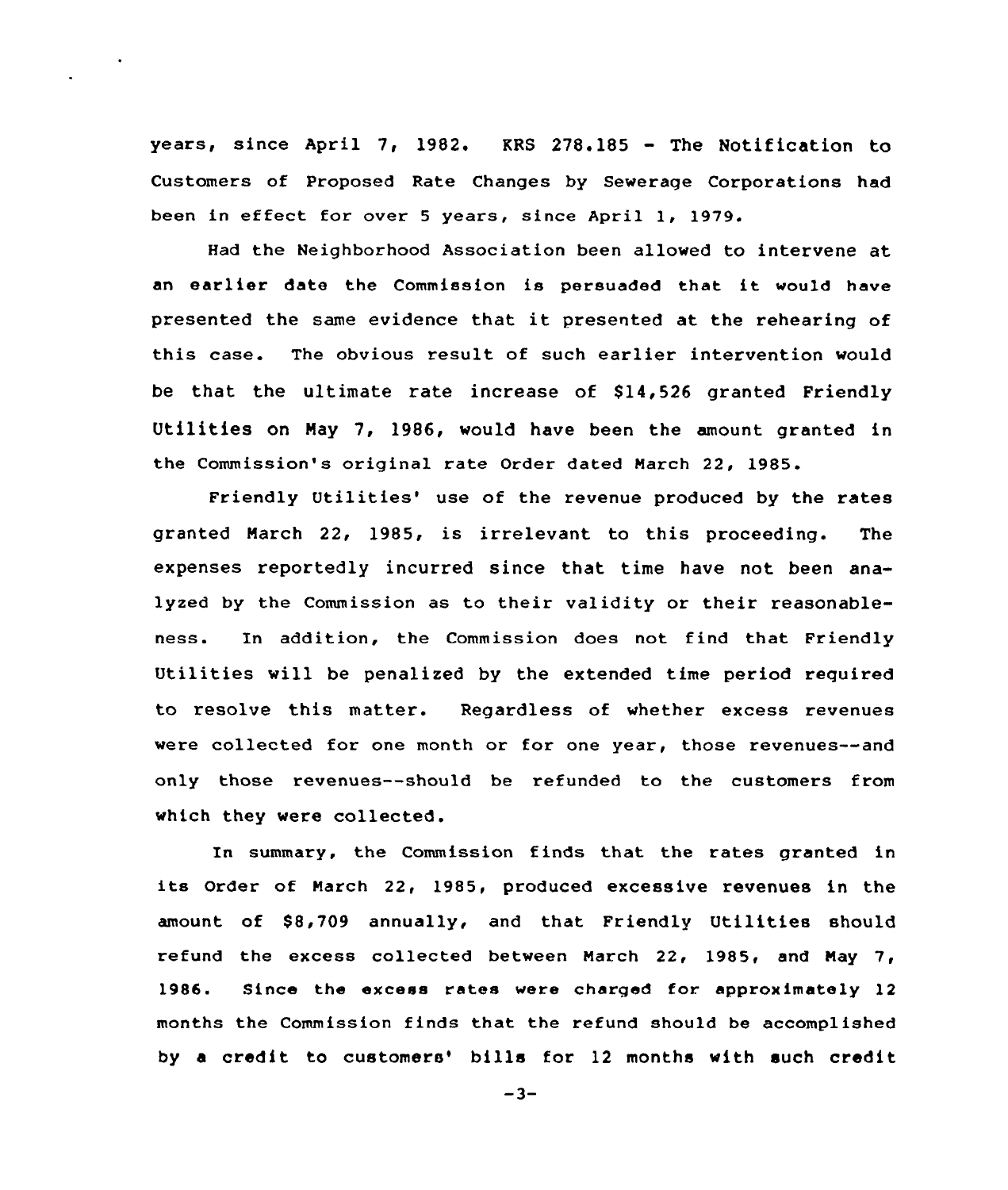years, since April 7, 1982. KRS 278.185 - The Notification to Customers of Proposed Rate Changes by Sewerage Corporations had been in effect for over 5 years, since April 1, 1979.

Had the Neighborhood Association been allowed to intervene at an earlier date the Commission is persuaded that it would have presented the same evidence that it presented at the rehearing of this case. The obvious result of such earlier intervention would be that the ultimate rate increase of $14,526 granted Friendly Utilities on May 7, 1986, would have been the amount granted in the Commission's original rate Order dated March 22, 1985.

Friendly Utilities' use of the revenue produced by the rates granted March 22, 1985, is irrelevant to this proceeding. The expenses reportedly incurred since that time have not been analyzed by the Commission as to their validity or their reasonableness. In addition, the Commission does not find that Friendly Utilities will be penalized by the extended time period required to resolve this matter. Regardless of whether excess revenues were collected for one month or for one year, those revenues--and only those revenues--should be refunded to the customers from which they were collected.

In summary, the Commission finds that the rates granted in its Order of March 22, 1985, produced excessive revenues in the amount of $8,709 annually, and that Friendly Utilities should refund the excess collected between March 22, 1985, and May 7, 1986. Since the excess rates were charged for approximately 12 months the Commission finds that the refund should be accomplished by a credit to customers' bills for 12 months with such credit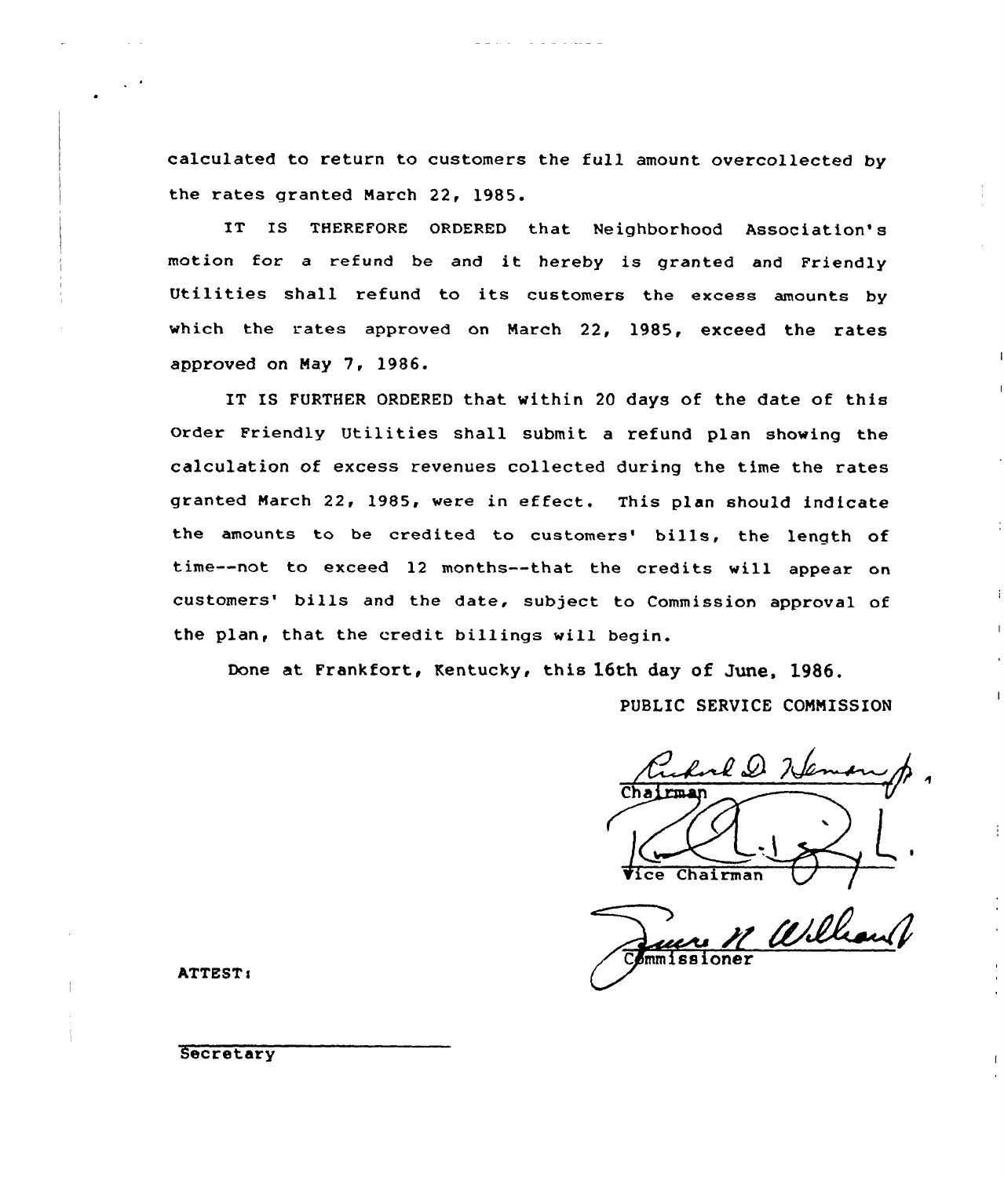calculated to return to customers the full amount overcollected by the rates granted March 22, 1985.

IT IS THEREFORE ORDERED that Neighborhood Association's motion for a refund be and it hereby is granted and Friendly Utilities shall refund to its customers the excess amounts by which the rates approved on March 22, 1985, exceed the rates approved on May 7, 1986.

IT IS FURTHER ORDERED that within 20 days of the date of this Order Friendly Utilities shall submit a refund plan showing the calculation of excess revenues collected during the time the rates granted March 22, 1985, were in effect. This plan should indicate the amounts to be credited to customers' bills, the length of time--not to exceed 12 months--that the credits will appear on customers' bills and the date, subject to Commission approval of the plan, that the credit billings will begin.

Done at Frankfort, Kentucky, this 16th day of June, 1986.

PUBLIC SERVICE COMMISSION

Chairman

Vice Chairman

Commissioner

ATTEST:

Secretary